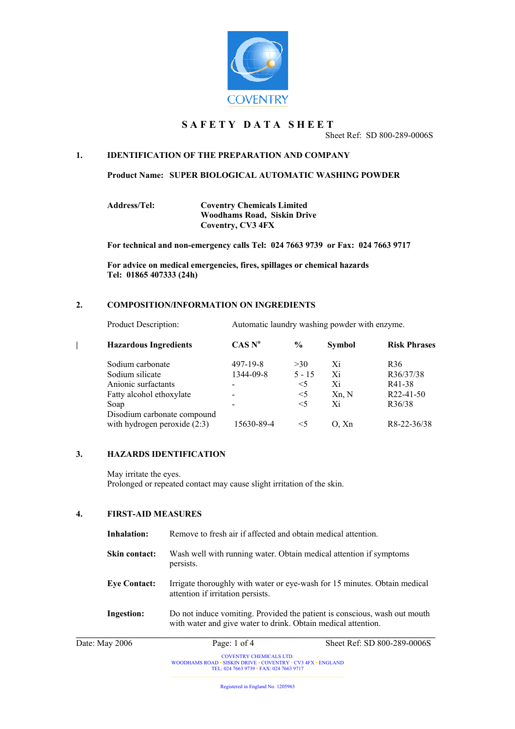COVENTRY

# SAFETY DATA SHEET

Sheet Ref: SD 800-289-0006S

## 1. IDENTIFICATION OF THE PREPARATION AND COMPANY

**Product Name: SUPER BIOLOGICAL AUTOMATIC WASHING POWDER**

**Address/Tel:** **Coventry Chemicals Limited**
**Woodhams Road, Siskin Drive**
**Coventry, CV3 4FX**

**For technical and non-emergency calls Tel: 024 7663 9739 or Fax: 024 7663 9717**

**For advice on medical emergencies, fires, spillages or chemical hazards**
**Tel: 01865 407333 (24h)**

## 2. COMPOSITION/INFORMATION ON INGREDIENTS

Product Description: Automatic laundry washing powder with enzyme.

| Hazardous Ingredients | CAS N° | % | Symbol | Risk Phrases |
|---|---|---|---|---|
| Sodium carbonate | 497-19-8 | >30 | Xi | R36 |
| Sodium silicate | 1344-09-8 | 5 - 15 | Xi | R36/37/38 |
| Anionic surfactants | - | <5 | Xi | R41-38 |
| Fatty alcohol ethoxylate | - | <5 | Xn, N | R22-41-50 |
| Soap | - | <5 | Xi | R36/38 |
| Disodium carbonate compound with hydrogen peroxide (2:3) | 15630-89-4 | <5 | O, Xn | R8-22-36/38 |

## 3. HAZARDS IDENTIFICATION

May irritate the eyes.
Prolonged or repeated contact may cause slight irritation of the skin.

## 4. FIRST-AID MEASURES

**Inhalation:** Remove to fresh air if affected and obtain medical attention.

**Skin contact:** Wash well with running water. Obtain medical attention if symptoms persists.

**Eye Contact:** Irrigate thoroughly with water or eye-wash for 15 minutes. Obtain medical attention if irritation persists.

**Ingestion:** Do not induce vomiting. Provided the patient is conscious, wash out mouth with water and give water to drink. Obtain medical attention.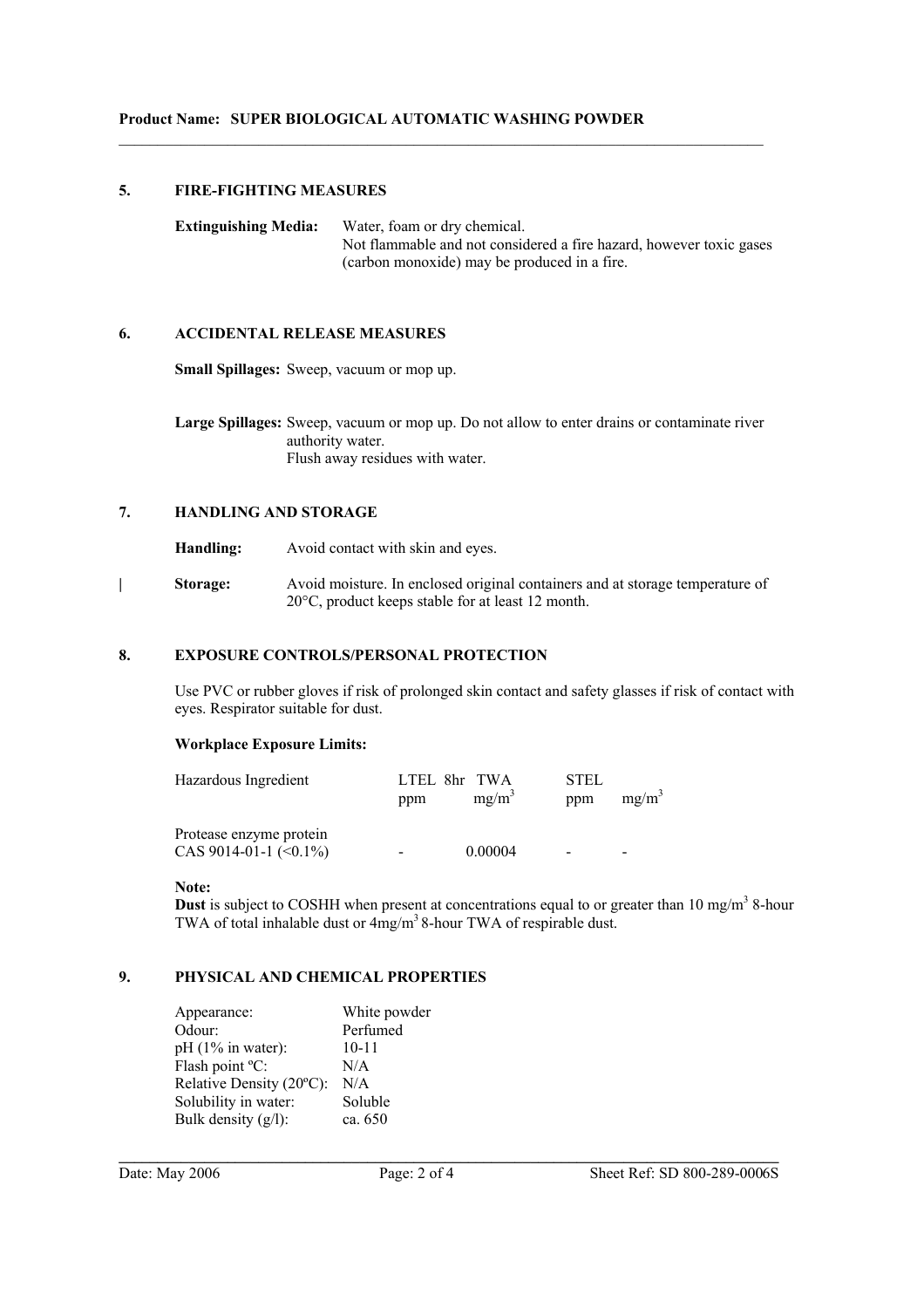**Product Name: SUPER BIOLOGICAL AUTOMATIC WASHING POWDER**

## 5. FIRE-FIGHTING MEASURES

**Extinguishing Media:** Water, foam or dry chemical.
Not flammable and not considered a fire hazard, however toxic gases (carbon monoxide) may be produced in a fire.

## 6. ACCIDENTAL RELEASE MEASURES

**Small Spillages:** Sweep, vacuum or mop up.

**Large Spillages:** Sweep, vacuum or mop up. Do not allow to enter drains or contaminate river authority water.
Flush away residues with water.

## 7. HANDLING AND STORAGE

**Handling:** Avoid contact with skin and eyes.

| **Storage:** Avoid moisture. In enclosed original containers and at storage temperature of 20°C, product keeps stable for at least 12 month.

## 8. EXPOSURE CONTROLS/PERSONAL PROTECTION

Use PVC or rubber gloves if risk of prolonged skin contact and safety glasses if risk of contact with eyes. Respirator suitable for dust.

**Workplace Exposure Limits:**

| Hazardous Ingredient | LTEL 8hr TWA ppm | LTEL 8hr TWA $mg/m^3$ | STEL ppm | STEL $mg/m^3$ |
|---|---|---|---|---|
| Protease enzyme protein CAS 9014-01-1 (<0.1%) | - | 0.00004 | - | - |

**Note:**
**Dust** is subject to COSHH when present at concentrations equal to or greater than 10 $mg/m^3$ 8-hour TWA of total inhalable dust or 4$mg/m^3$ 8-hour TWA of respirable dust.

## 9. PHYSICAL AND CHEMICAL PROPERTIES

| | |
|---|---|
| Appearance: | White powder |
| Odour: | Perfumed |
| pH (1% in water): | 10-11 |
| Flash point ºC: | N/A |
| Relative Density (20ºC): | N/A |
| Solubility in water: | Soluble |
| Bulk density (g/l): | ca. 650 |

Date: May 2006 Sheet Ref: SD 800-289-0006S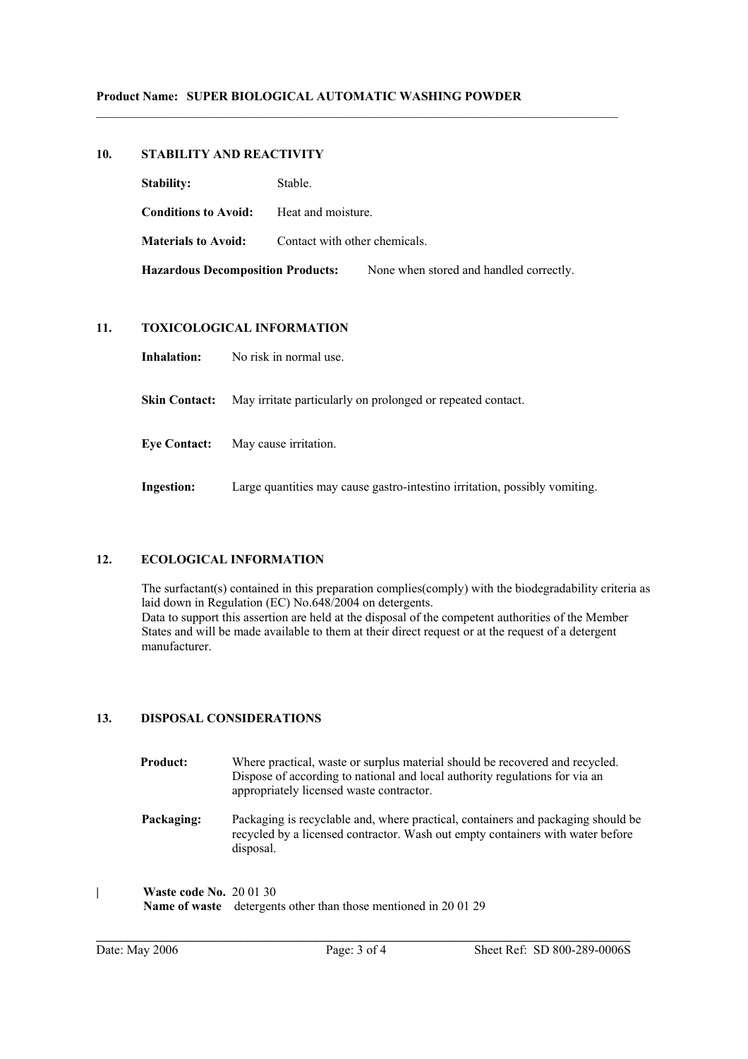Product Name: SUPER BIOLOGICAL AUTOMATIC WASHING POWDER

## 10. STABILITY AND REACTIVITY

**Stability:** Stable.

**Conditions to Avoid:** Heat and moisture.

**Materials to Avoid:** Contact with other chemicals.

**Hazardous Decomposition Products:** None when stored and handled correctly.

## 11. TOXICOLOGICAL INFORMATION

**Inhalation:** No risk in normal use.

**Skin Contact:** May irritate particularly on prolonged or repeated contact.

**Eye Contact:** May cause irritation.

**Ingestion:** Large quantities may cause gastro-intestino irritation, possibly vomiting.

## 12. ECOLOGICAL INFORMATION

The surfactant(s) contained in this preparation complies(comply) with the biodegradability criteria as laid down in Regulation (EC) No.648/2004 on detergents.
Data to support this assertion are held at the disposal of the competent authorities of the Member States and will be made available to them at their direct request or at the request of a detergent manufacturer.

## 13. DISPOSAL CONSIDERATIONS

**Product:** Where practical, waste or surplus material should be recovered and recycled. Dispose of according to national and local authority regulations for via an appropriately licensed waste contractor.

**Packaging:** Packaging is recyclable and, where practical, containers and packaging should be recycled by a licensed contractor. Wash out empty containers with water before disposal.

**Waste code No.** 20 01 30
**Name of waste** detergents other than those mentioned in 20 01 29

Date: May 2006 | Sheet Ref: SD 800-289-0006S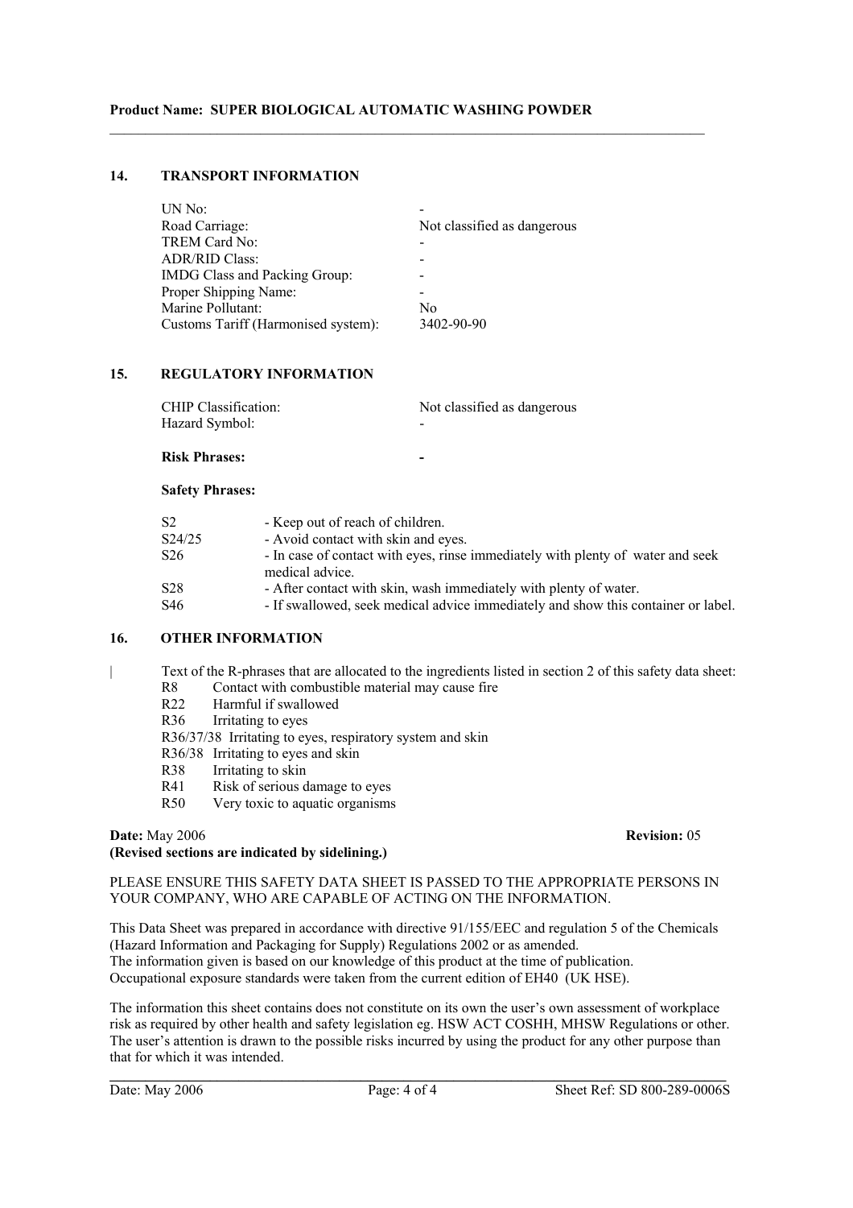## 14. TRANSPORT INFORMATION

| | |
|---|---|
| UN No: | - |
| Road Carriage: | Not classified as dangerous |
| TREM Card No: | - |
| ADR/RID Class: | - |
| IMDG Class and Packing Group: | - |
| Proper Shipping Name: | - |
| Marine Pollutant: | No |
| Customs Tariff (Harmonised system): | 3402-90-90 |

## 15. REGULATORY INFORMATION

| | |
|---|---|
| CHIP Classification: | Not classified as dangerous |
| Hazard Symbol: | - |

**Risk Phrases:** **-**

**Safety Phrases:**

| | |
|---|---|
| S2 | - Keep out of reach of children. |
| S24/25 | - Avoid contact with skin and eyes. |
| S26 | - In case of contact with eyes, rinse immediately with plenty of water and seek medical advice. |
| S28 | - After contact with skin, wash immediately with plenty of water. |
| S46 | - If swallowed, seek medical advice immediately and show this container or label. |

## 16. OTHER INFORMATION

| Text of the R-phrases that are allocated to the ingredients listed in section 2 of this safety data sheet:

- R8 Contact with combustible material may cause fire
- R22 Harmful if swallowed
- R36 Irritating to eyes
- R36/37/38 Irritating to eyes, respiratory system and skin
- R36/38 Irritating to eyes and skin
- R38 Irritating to skin
- R41 Risk of serious damage to eyes
- R50 Very toxic to aquatic organisms

**Date:** May 2006 **Revision:** 05

**(Revised sections are indicated by sidelining.)**

PLEASE ENSURE THIS SAFETY DATA SHEET IS PASSED TO THE APPROPRIATE PERSONS IN YOUR COMPANY, WHO ARE CAPABLE OF ACTING ON THE INFORMATION.

This Data Sheet was prepared in accordance with directive 91/155/EEC and regulation 5 of the Chemicals (Hazard Information and Packaging for Supply) Regulations 2002 or as amended.
The information given is based on our knowledge of this product at the time of publication.
Occupational exposure standards were taken from the current edition of EH40 (UK HSE).

The information this sheet contains does not constitute on its own the user's own assessment of workplace risk as required by other health and safety legislation eg. HSW ACT COSHH, MHSW Regulations or other. The user's attention is drawn to the possible risks incurred by using the product for any other purpose than that for which it was intended.